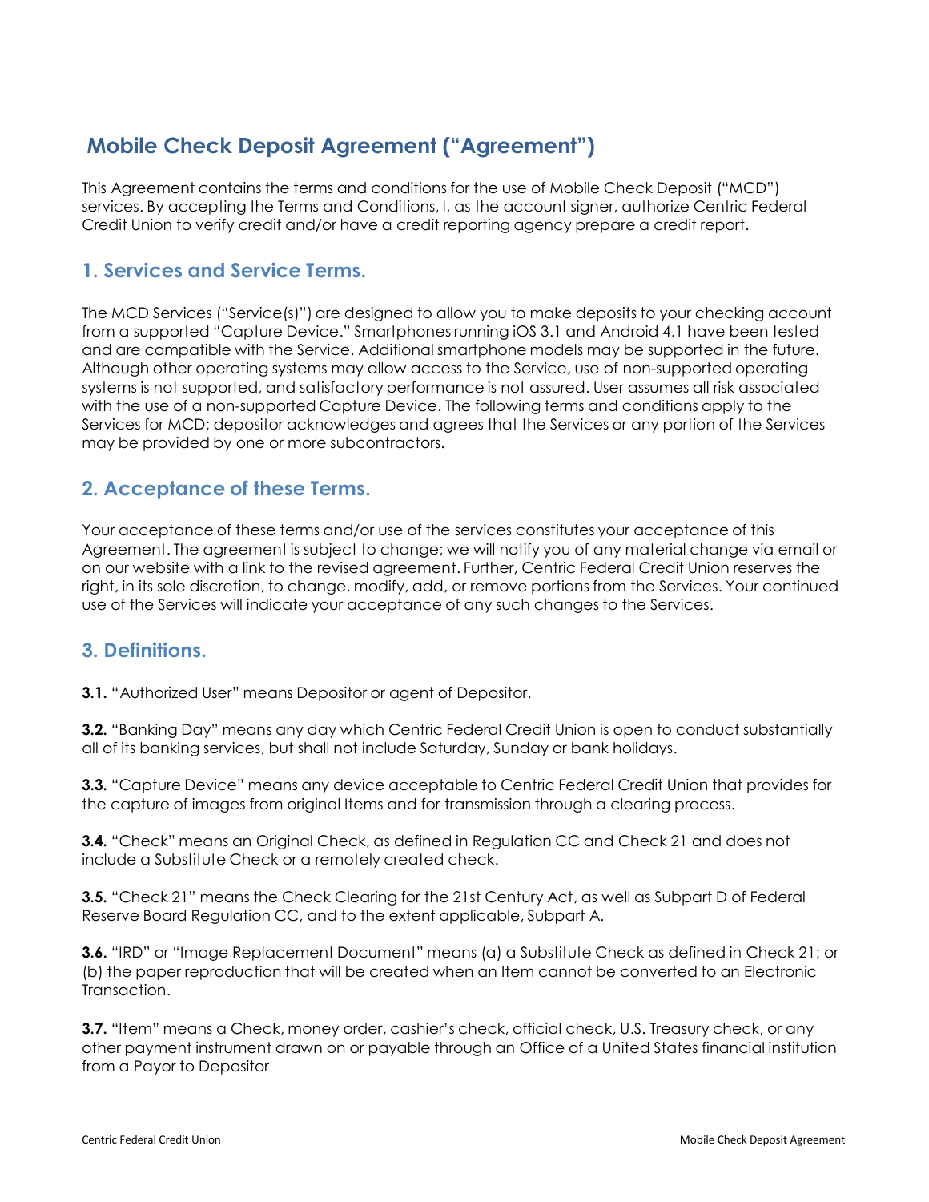# Mobile Check Deposit Agreement ("Agreement")

This Agreement contains the terms and conditions for the use of Mobile Check Deposit ("MCD") services. By accepting the Terms and Conditions, I, as the account signer, authorize Centric Federal Credit Union to verify credit and/or have a credit reporting agency prepare a credit report.

## 1. Services and Service Terms.

The MCD Services ("Service(s)") are designed to allow you to make deposits to your checking account from a supported "Capture Device." Smartphones running iOS 3.1 and Android 4.1 have been tested and are compatible with the Service. Additional smartphone models may be supported in the future. Although other operating systems may allow access to the Service, use of non-supported operating systems is not supported, and satisfactory performance is not assured. User assumes all risk associated with the use of a non-supported Capture Device. The following terms and conditions apply to the Services for MCD; depositor acknowledges and agrees that the Services or any portion of the Services may be provided by one or more subcontractors.

## 2. Acceptance of these Terms.

Your acceptance of these terms and/or use of the services constitutes your acceptance of this Agreement. The agreement is subject to change; we will notify you of any material change via email or on our website with a link to the revised agreement. Further, Centric Federal Credit Union reserves the right, in its sole discretion, to change, modify, add, or remove portions from the Services. Your continued use of the Services will indicate your acceptance of any such changes to the Services.

## 3. Definitions.

**3.1.** "Authorized User" means Depositor or agent of Depositor.

**3.2.** "Banking Day" means any day which Centric Federal Credit Union is open to conduct substantially all of its banking services, but shall not include Saturday, Sunday or bank holidays.

**3.3.** "Capture Device" means any device acceptable to Centric Federal Credit Union that provides for the capture of images from original Items and for transmission through a clearing process.

**3.4.** "Check" means an Original Check, as defined in Regulation CC and Check 21 and does not include a Substitute Check or a remotely created check.

**3.5.** "Check 21" means the Check Clearing for the 21st Century Act, as well as Subpart D of Federal Reserve Board Regulation CC, and to the extent applicable, Subpart A.

**3.6.** "IRD" or "Image Replacement Document" means (a) a Substitute Check as defined in Check 21; or (b) the paper reproduction that will be created when an Item cannot be converted to an Electronic Transaction.

**3.7.** "Item" means a Check, money order, cashier's check, official check, U.S. Treasury check, or any other payment instrument drawn on or payable through an Office of a United States financial institution from a Payor to Depositor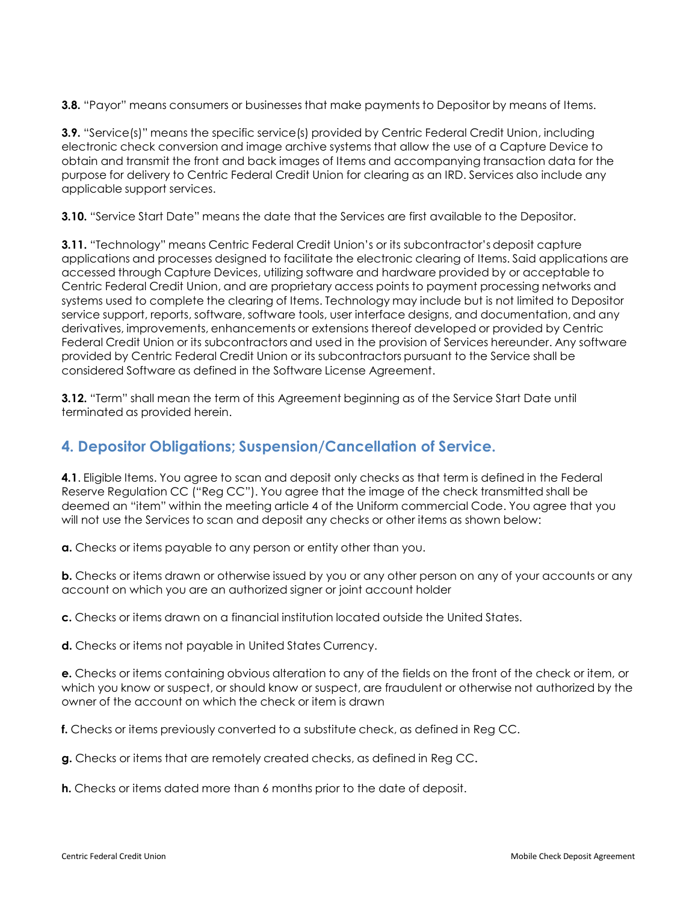**3.8.** "Payor" means consumers or businesses that make payments to Depositor by means of Items.

**3.9.** "Service(s)" means the specific service(s) provided by Centric Federal Credit Union, including electronic check conversion and image archive systems that allow the use of a Capture Device to obtain and transmit the front and back images of Items and accompanying transaction data for the purpose for delivery to Centric Federal Credit Union for clearing as an IRD. Services also include any applicable support services.

**3.10.** "Service Start Date" means the date that the Services are first available to the Depositor.

**3.11.** "Technology" means Centric Federal Credit Union's or its subcontractor's deposit capture applications and processes designed to facilitate the electronic clearing of Items. Said applications are accessed through Capture Devices, utilizing software and hardware provided by or acceptable to Centric Federal Credit Union, and are proprietary access points to payment processing networks and systems used to complete the clearing of Items. Technology may include but is not limited to Depositor service support, reports, software, software tools, user interface designs, and documentation, and any derivatives, improvements, enhancements or extensions thereof developed or provided by Centric Federal Credit Union or its subcontractors and used in the provision of Services hereunder. Any software provided by Centric Federal Credit Union or its subcontractors pursuant to the Service shall be considered Software as defined in the Software License Agreement.

**3.12.** "Term" shall mean the term of this Agreement beginning as of the Service Start Date until terminated as provided herein.

## 4. Depositor Obligations; Suspension/Cancellation of Service.

**4.1**. Eligible Items. You agree to scan and deposit only checks as that term is defined in the Federal Reserve Regulation CC ("Reg CC"). You agree that the image of the check transmitted shall be deemed an "item" within the meeting article 4 of the Uniform commercial Code. You agree that you will not use the Services to scan and deposit any checks or other items as shown below:

**a.** Checks or items payable to any person or entity other than you.

**b.** Checks or items drawn or otherwise issued by you or any other person on any of your accounts or any account on which you are an authorized signer or joint account holder

**c.** Checks or items drawn on a financial institution located outside the United States.

**d.** Checks or items not payable in United States Currency.

**e.** Checks or items containing obvious alteration to any of the fields on the front of the check or item, or which you know or suspect, or should know or suspect, are fraudulent or otherwise not authorized by the owner of the account on which the check or item is drawn

**f.** Checks or items previously converted to a substitute check, as defined in Reg CC.

**g.** Checks or items that are remotely created checks, as defined in Reg CC.

**h.** Checks or items dated more than 6 months prior to the date of deposit.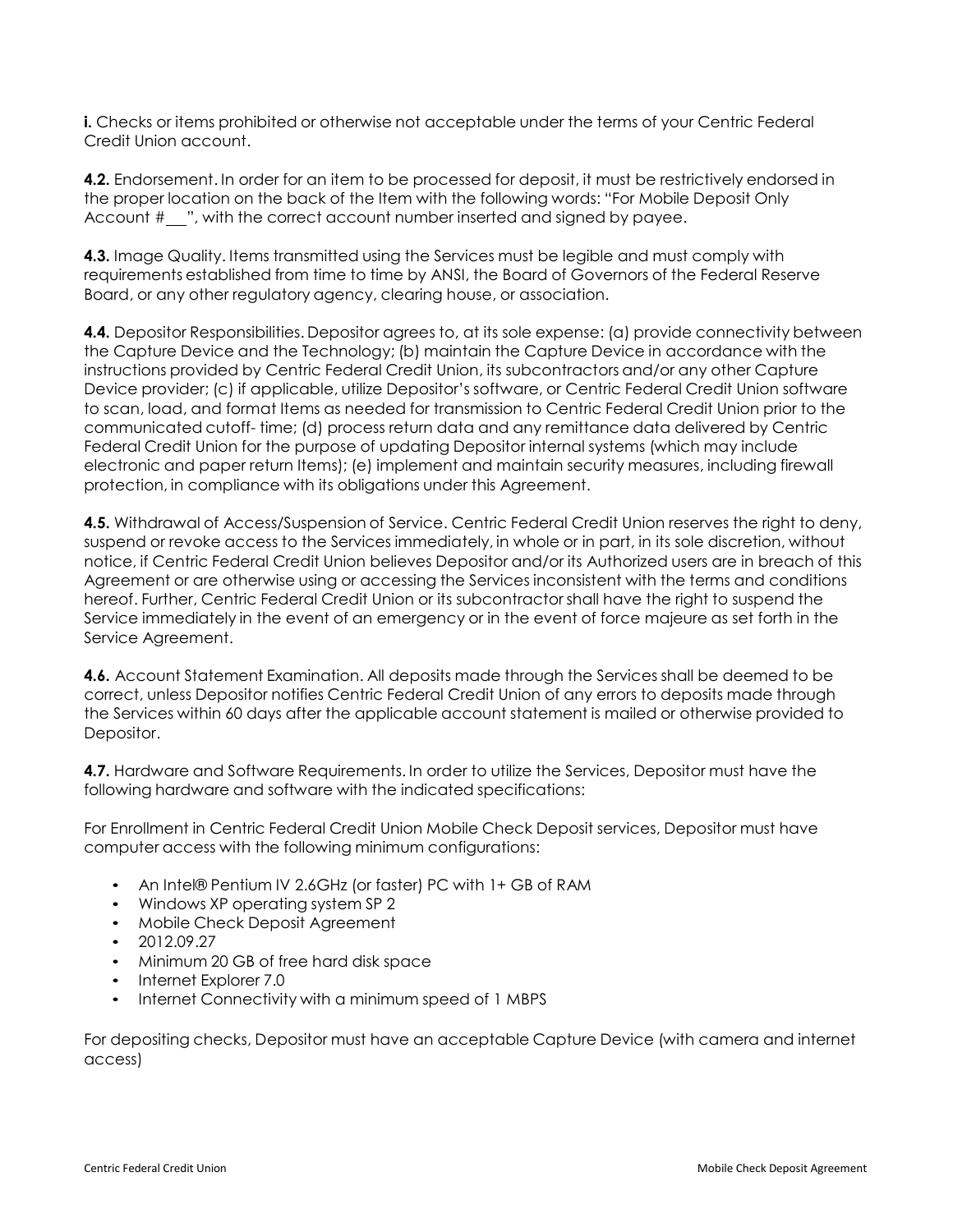**i.** Checks or items prohibited or otherwise not acceptable under the terms of your Centric Federal Credit Union account.

**4.2.** Endorsement. In order for an item to be processed for deposit, it must be restrictively endorsed in the proper location on the back of the Item with the following words: "For Mobile Deposit Only Account #\_\_", with the correct account number inserted and signed by payee.

**4.3.** Image Quality. Items transmitted using the Services must be legible and must comply with requirements established from time to time by ANSI, the Board of Governors of the Federal Reserve Board, or any other regulatory agency, clearing house, or association.

**4.4.** Depositor Responsibilities. Depositor agrees to, at its sole expense: (a) provide connectivity between the Capture Device and the Technology; (b) maintain the Capture Device in accordance with the instructions provided by Centric Federal Credit Union, its subcontractors and/or any other Capture Device provider; (c) if applicable, utilize Depositor's software, or Centric Federal Credit Union software to scan, load, and format Items as needed for transmission to Centric Federal Credit Union prior to the communicated cutoff- time; (d) process return data and any remittance data delivered by Centric Federal Credit Union for the purpose of updating Depositor internal systems (which may include electronic and paper return Items); (e) implement and maintain security measures, including firewall protection, in compliance with its obligations under this Agreement.

**4.5.** Withdrawal of Access/Suspension of Service. Centric Federal Credit Union reserves the right to deny, suspend or revoke access to the Services immediately, in whole or in part, in its sole discretion, without notice, if Centric Federal Credit Union believes Depositor and/or its Authorized users are in breach of this Agreement or are otherwise using or accessing the Services inconsistent with the terms and conditions hereof. Further, Centric Federal Credit Union or its subcontractor shall have the right to suspend the Service immediately in the event of an emergency or in the event of force majeure as set forth in the Service Agreement.

**4.6.** Account Statement Examination. All deposits made through the Services shall be deemed to be correct, unless Depositor notifies Centric Federal Credit Union of any errors to deposits made through the Services within 60 days after the applicable account statement is mailed or otherwise provided to Depositor.

**4.7.** Hardware and Software Requirements. In order to utilize the Services, Depositor must have the following hardware and software with the indicated specifications:

For Enrollment in Centric Federal Credit Union Mobile Check Deposit services, Depositor must have computer access with the following minimum configurations:

- An Intel® Pentium IV 2.6GHz (or faster) PC with 1+ GB of RAM
- Windows XP operating system SP 2
- Mobile Check Deposit Agreement
- 2012.09.27
- Minimum 20 GB of free hard disk space
- Internet Explorer 7.0
- Internet Connectivity with a minimum speed of 1 MBPS

For depositing checks, Depositor must have an acceptable Capture Device (with camera and internet access)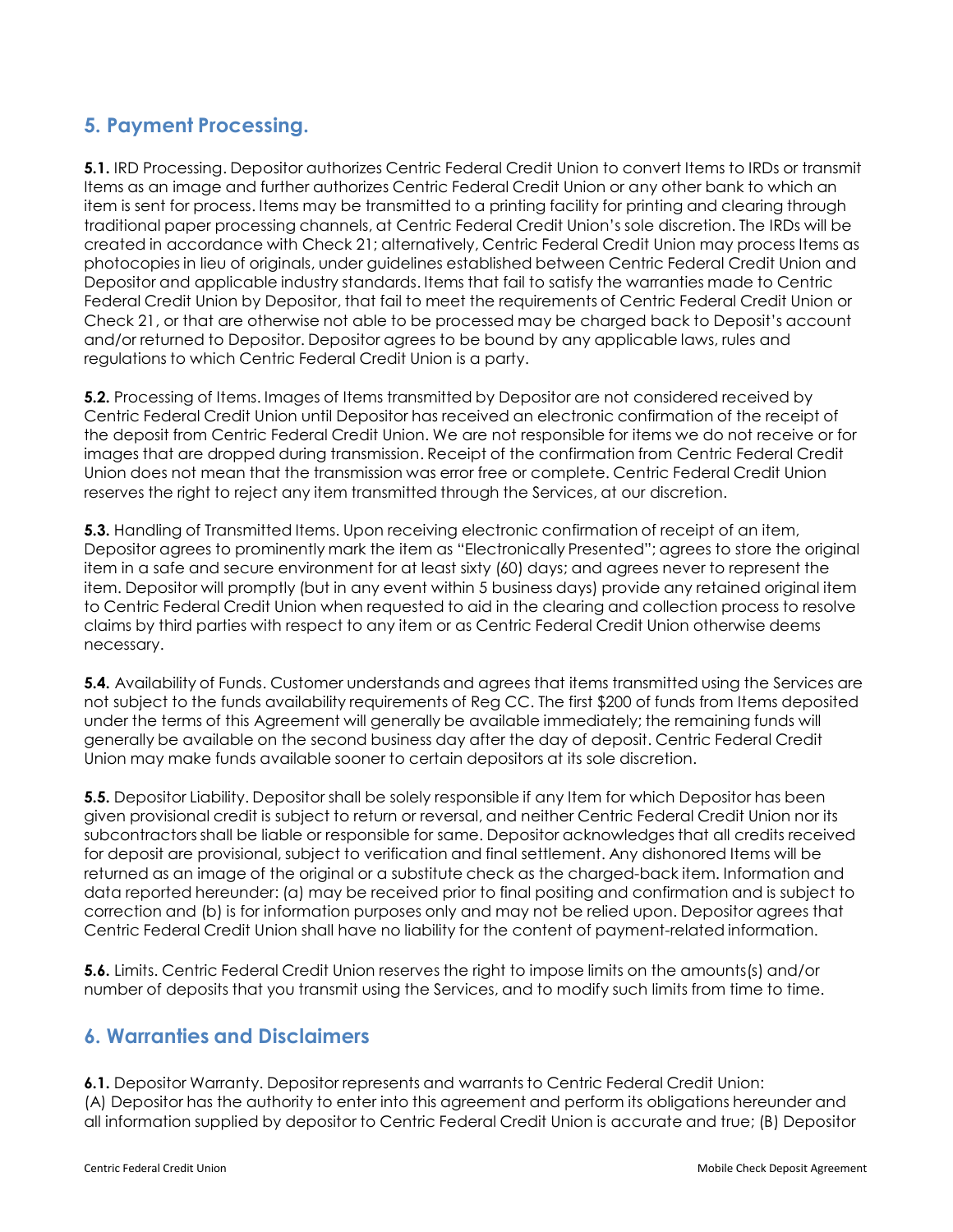## 5. Payment Processing.

**5.1.** IRD Processing. Depositor authorizes Centric Federal Credit Union to convert Items to IRDs or transmit Items as an image and further authorizes Centric Federal Credit Union or any other bank to which an item is sent for process. Items may be transmitted to a printing facility for printing and clearing through traditional paper processing channels, at Centric Federal Credit Union's sole discretion. The IRDs will be created in accordance with Check 21; alternatively, Centric Federal Credit Union may process Items as photocopies in lieu of originals, under guidelines established between Centric Federal Credit Union and Depositor and applicable industry standards. Items that fail to satisfy the warranties made to Centric Federal Credit Union by Depositor, that fail to meet the requirements of Centric Federal Credit Union or Check 21, or that are otherwise not able to be processed may be charged back to Deposit's account and/or returned to Depositor. Depositor agrees to be bound by any applicable laws, rules and regulations to which Centric Federal Credit Union is a party.

**5.2.** Processing of Items. Images of Items transmitted by Depositor are not considered received by Centric Federal Credit Union until Depositor has received an electronic confirmation of the receipt of the deposit from Centric Federal Credit Union. We are not responsible for items we do not receive or for images that are dropped during transmission. Receipt of the confirmation from Centric Federal Credit Union does not mean that the transmission was error free or complete. Centric Federal Credit Union reserves the right to reject any item transmitted through the Services, at our discretion.

**5.3.** Handling of Transmitted Items. Upon receiving electronic confirmation of receipt of an item, Depositor agrees to prominently mark the item as "Electronically Presented"; agrees to store the original item in a safe and secure environment for at least sixty (60) days; and agrees never to represent the item. Depositor will promptly (but in any event within 5 business days) provide any retained original item to Centric Federal Credit Union when requested to aid in the clearing and collection process to resolve claims by third parties with respect to any item or as Centric Federal Credit Union otherwise deems necessary.

**5.4.** Availability of Funds. Customer understands and agrees that items transmitted using the Services are not subject to the funds availability requirements of Reg CC. The first $200 of funds from Items deposited under the terms of this Agreement will generally be available immediately; the remaining funds will generally be available on the second business day after the day of deposit. Centric Federal Credit Union may make funds available sooner to certain depositors at its sole discretion.

**5.5.** Depositor Liability. Depositor shall be solely responsible if any Item for which Depositor has been given provisional credit is subject to return or reversal, and neither Centric Federal Credit Union nor its subcontractors shall be liable or responsible for same. Depositor acknowledges that all credits received for deposit are provisional, subject to verification and final settlement. Any dishonored Items will be returned as an image of the original or a substitute check as the charged-back item. Information and data reported hereunder: (a) may be received prior to final positing and confirmation and is subject to correction and (b) is for information purposes only and may not be relied upon. Depositor agrees that Centric Federal Credit Union shall have no liability for the content of payment-related information.

**5.6.** Limits. Centric Federal Credit Union reserves the right to impose limits on the amounts(s) and/or number of deposits that you transmit using the Services, and to modify such limits from time to time.

## 6. Warranties and Disclaimers

**6.1.** Depositor Warranty. Depositor represents and warrants to Centric Federal Credit Union:
(A) Depositor has the authority to enter into this agreement and perform its obligations hereunder and all information supplied by depositor to Centric Federal Credit Union is accurate and true; (B) Depositor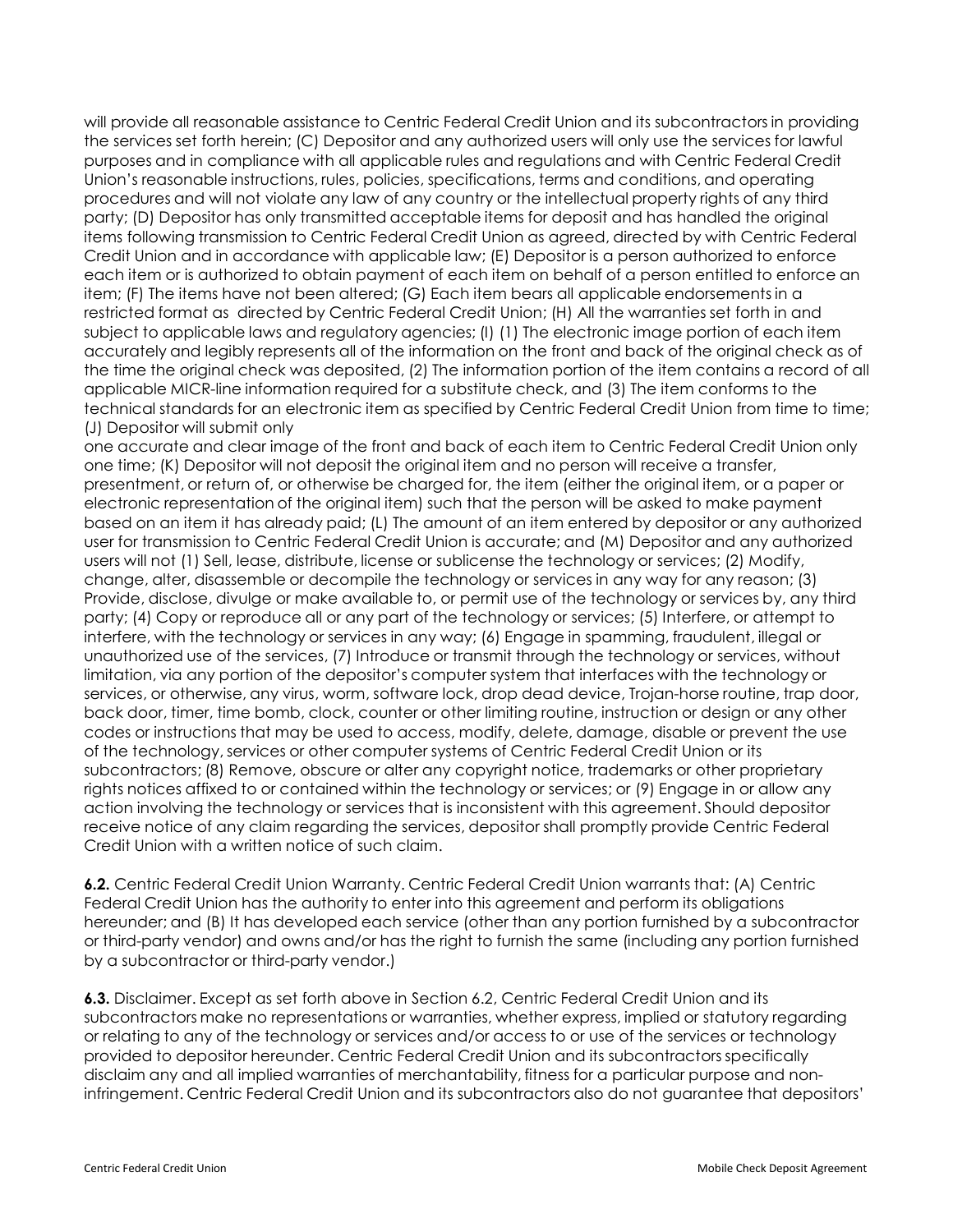will provide all reasonable assistance to Centric Federal Credit Union and its subcontractors in providing the services set forth herein; (C) Depositor and any authorized users will only use the services for lawful purposes and in compliance with all applicable rules and regulations and with Centric Federal Credit Union's reasonable instructions, rules, policies, specifications, terms and conditions, and operating procedures and will not violate any law of any country or the intellectual property rights of any third party; (D) Depositor has only transmitted acceptable items for deposit and has handled the original items following transmission to Centric Federal Credit Union as agreed, directed by with Centric Federal Credit Union and in accordance with applicable law; (E) Depositor is a person authorized to enforce each item or is authorized to obtain payment of each item on behalf of a person entitled to enforce an item; (F) The items have not been altered; (G) Each item bears all applicable endorsements in a restricted format as directed by Centric Federal Credit Union; (H) All the warranties set forth in and subject to applicable laws and regulatory agencies; (I) (1) The electronic image portion of each item accurately and legibly represents all of the information on the front and back of the original check as of the time the original check was deposited, (2) The information portion of the item contains a record of all applicable MICR-line information required for a substitute check, and (3) The item conforms to the technical standards for an electronic item as specified by Centric Federal Credit Union from time to time; (J) Depositor will submit only
one accurate and clear image of the front and back of each item to Centric Federal Credit Union only one time; (K) Depositor will not deposit the original item and no person will receive a transfer, presentment, or return of, or otherwise be charged for, the item (either the original item, or a paper or electronic representation of the original item) such that the person will be asked to make payment based on an item it has already paid; (L) The amount of an item entered by depositor or any authorized user for transmission to Centric Federal Credit Union is accurate; and (M) Depositor and any authorized users will not (1) Sell, lease, distribute, license or sublicense the technology or services; (2) Modify, change, alter, disassemble or decompile the technology or services in any way for any reason; (3) Provide, disclose, divulge or make available to, or permit use of the technology or services by, any third party; (4) Copy or reproduce all or any part of the technology or services; (5) Interfere, or attempt to interfere, with the technology or services in any way; (6) Engage in spamming, fraudulent, illegal or unauthorized use of the services, (7) Introduce or transmit through the technology or services, without limitation, via any portion of the depositor's computer system that interfaces with the technology or services, or otherwise, any virus, worm, software lock, drop dead device, Trojan-horse routine, trap door, back door, timer, time bomb, clock, counter or other limiting routine, instruction or design or any other codes or instructions that may be used to access, modify, delete, damage, disable or prevent the use of the technology, services or other computer systems of Centric Federal Credit Union or its subcontractors; (8) Remove, obscure or alter any copyright notice, trademarks or other proprietary rights notices affixed to or contained within the technology or services; or (9) Engage in or allow any action involving the technology or services that is inconsistent with this agreement. Should depositor receive notice of any claim regarding the services, depositor shall promptly provide Centric Federal Credit Union with a written notice of such claim.

**6.2.** Centric Federal Credit Union Warranty. Centric Federal Credit Union warrants that: (A) Centric Federal Credit Union has the authority to enter into this agreement and perform its obligations hereunder; and (B) It has developed each service (other than any portion furnished by a subcontractor or third-party vendor) and owns and/or has the right to furnish the same (including any portion furnished by a subcontractor or third-party vendor.)

**6.3.** Disclaimer. Except as set forth above in Section 6.2, Centric Federal Credit Union and its subcontractors make no representations or warranties, whether express, implied or statutory regarding or relating to any of the technology or services and/or access to or use of the services or technology provided to depositor hereunder. Centric Federal Credit Union and its subcontractors specifically disclaim any and all implied warranties of merchantability, fitness for a particular purpose and non-infringement. Centric Federal Credit Union and its subcontractors also do not guarantee that depositors'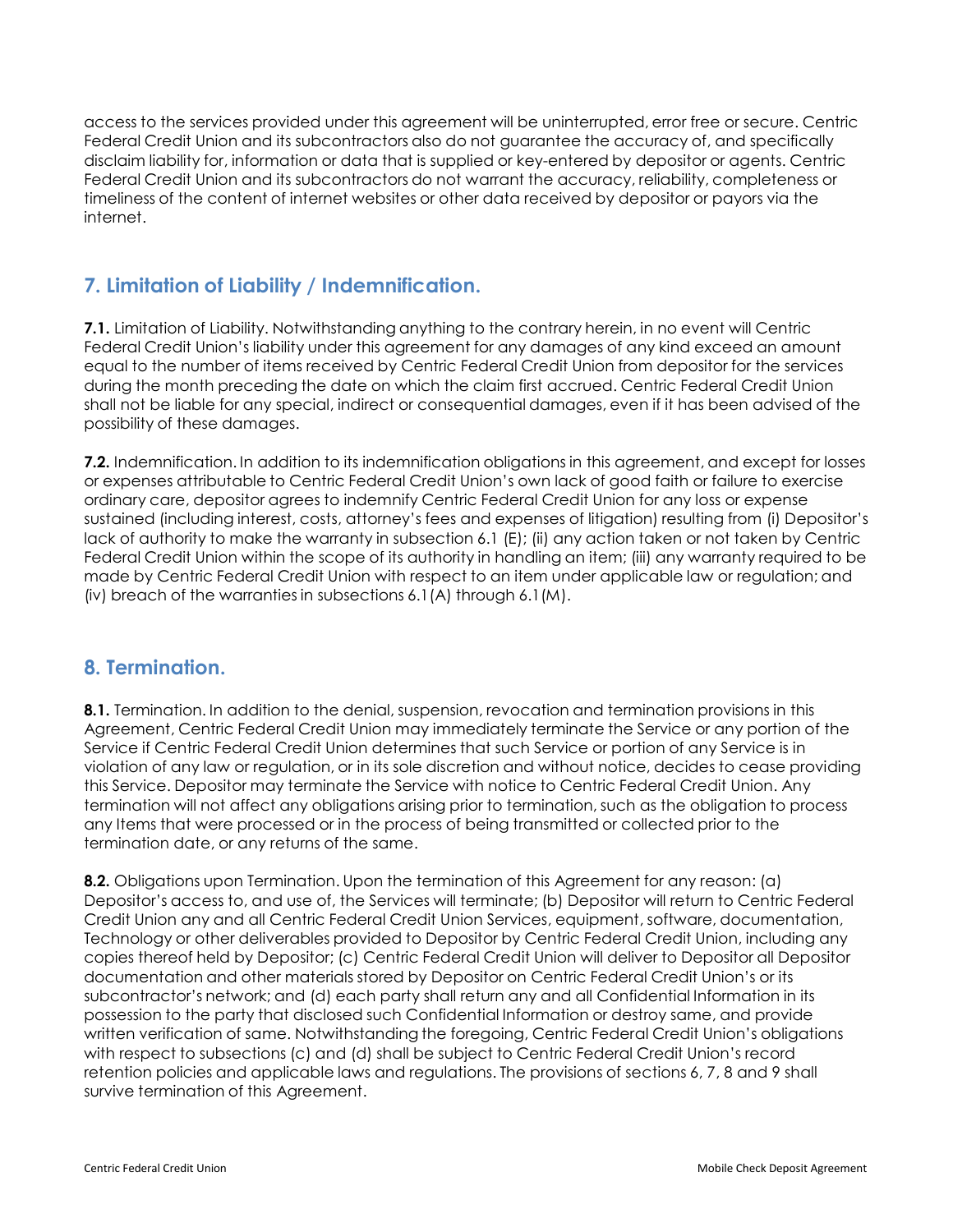access to the services provided under this agreement will be uninterrupted, error free or secure. Centric Federal Credit Union and its subcontractors also do not guarantee the accuracy of, and specifically disclaim liability for, information or data that is supplied or key-entered by depositor or agents. Centric Federal Credit Union and its subcontractors do not warrant the accuracy, reliability, completeness or timeliness of the content of internet websites or other data received by depositor or payors via the internet.

## 7. Limitation of Liability / Indemnification.

**7.1.** Limitation of Liability. Notwithstanding anything to the contrary herein, in no event will Centric Federal Credit Union's liability under this agreement for any damages of any kind exceed an amount equal to the number of items received by Centric Federal Credit Union from depositor for the services during the month preceding the date on which the claim first accrued. Centric Federal Credit Union shall not be liable for any special, indirect or consequential damages, even if it has been advised of the possibility of these damages.

**7.2.** Indemnification. In addition to its indemnification obligations in this agreement, and except for losses or expenses attributable to Centric Federal Credit Union's own lack of good faith or failure to exercise ordinary care, depositor agrees to indemnify Centric Federal Credit Union for any loss or expense sustained (including interest, costs, attorney's fees and expenses of litigation) resulting from (i) Depositor's lack of authority to make the warranty in subsection 6.1 (E); (ii) any action taken or not taken by Centric Federal Credit Union within the scope of its authority in handling an item; (iii) any warranty required to be made by Centric Federal Credit Union with respect to an item under applicable law or regulation; and (iv) breach of the warranties in subsections 6.1(A) through 6.1(M).

## 8. Termination.

**8.1.** Termination. In addition to the denial, suspension, revocation and termination provisions in this Agreement, Centric Federal Credit Union may immediately terminate the Service or any portion of the Service if Centric Federal Credit Union determines that such Service or portion of any Service is in violation of any law or regulation, or in its sole discretion and without notice, decides to cease providing this Service. Depositor may terminate the Service with notice to Centric Federal Credit Union. Any termination will not affect any obligations arising prior to termination, such as the obligation to process any Items that were processed or in the process of being transmitted or collected prior to the termination date, or any returns of the same.

**8.2.** Obligations upon Termination. Upon the termination of this Agreement for any reason: (a) Depositor's access to, and use of, the Services will terminate; (b) Depositor will return to Centric Federal Credit Union any and all Centric Federal Credit Union Services, equipment, software, documentation, Technology or other deliverables provided to Depositor by Centric Federal Credit Union, including any copies thereof held by Depositor; (c) Centric Federal Credit Union will deliver to Depositor all Depositor documentation and other materials stored by Depositor on Centric Federal Credit Union's or its subcontractor's network; and (d) each party shall return any and all Confidential Information in its possession to the party that disclosed such Confidential Information or destroy same, and provide written verification of same. Notwithstanding the foregoing, Centric Federal Credit Union's obligations with respect to subsections (c) and (d) shall be subject to Centric Federal Credit Union's record retention policies and applicable laws and regulations. The provisions of sections 6, 7, 8 and 9 shall survive termination of this Agreement.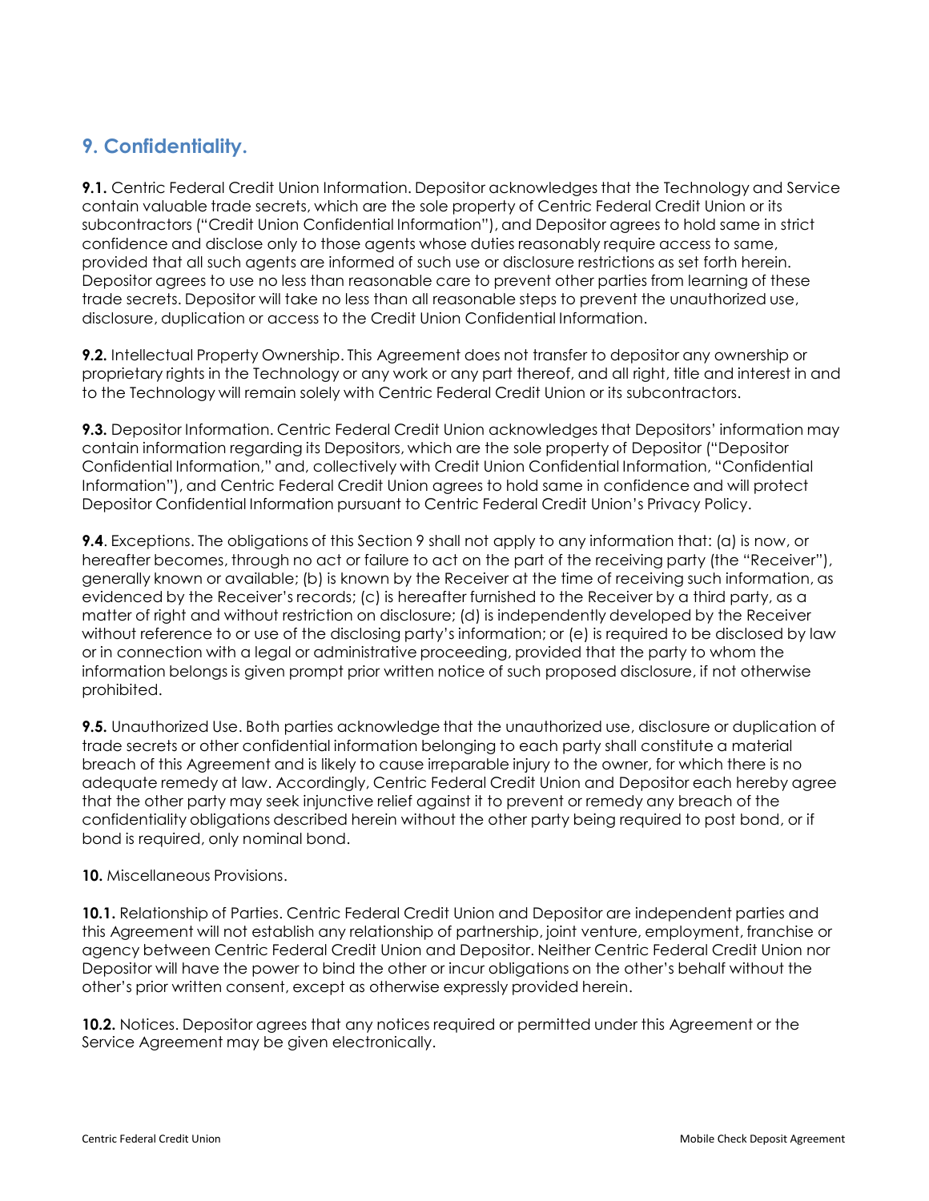## 9. Confidentiality.

**9.1.** Centric Federal Credit Union Information. Depositor acknowledges that the Technology and Service contain valuable trade secrets, which are the sole property of Centric Federal Credit Union or its subcontractors ("Credit Union Confidential Information"), and Depositor agrees to hold same in strict confidence and disclose only to those agents whose duties reasonably require access to same, provided that all such agents are informed of such use or disclosure restrictions as set forth herein. Depositor agrees to use no less than reasonable care to prevent other parties from learning of these trade secrets. Depositor will take no less than all reasonable steps to prevent the unauthorized use, disclosure, duplication or access to the Credit Union Confidential Information.

**9.2.** Intellectual Property Ownership. This Agreement does not transfer to depositor any ownership or proprietary rights in the Technology or any work or any part thereof, and all right, title and interest in and to the Technology will remain solely with Centric Federal Credit Union or its subcontractors.

**9.3.** Depositor Information. Centric Federal Credit Union acknowledges that Depositors' information may contain information regarding its Depositors, which are the sole property of Depositor ("Depositor Confidential Information," and, collectively with Credit Union Confidential Information, "Confidential Information"), and Centric Federal Credit Union agrees to hold same in confidence and will protect Depositor Confidential Information pursuant to Centric Federal Credit Union's Privacy Policy.

**9.4**. Exceptions. The obligations of this Section 9 shall not apply to any information that: (a) is now, or hereafter becomes, through no act or failure to act on the part of the receiving party (the "Receiver"), generally known or available; (b) is known by the Receiver at the time of receiving such information, as evidenced by the Receiver's records; (c) is hereafter furnished to the Receiver by a third party, as a matter of right and without restriction on disclosure; (d) is independently developed by the Receiver without reference to or use of the disclosing party's information; or (e) is required to be disclosed by law or in connection with a legal or administrative proceeding, provided that the party to whom the information belongs is given prompt prior written notice of such proposed disclosure, if not otherwise prohibited.

**9.5.** Unauthorized Use. Both parties acknowledge that the unauthorized use, disclosure or duplication of trade secrets or other confidential information belonging to each party shall constitute a material breach of this Agreement and is likely to cause irreparable injury to the owner, for which there is no adequate remedy at law. Accordingly, Centric Federal Credit Union and Depositor each hereby agree that the other party may seek injunctive relief against it to prevent or remedy any breach of the confidentiality obligations described herein without the other party being required to post bond, or if bond is required, only nominal bond.

**10.** Miscellaneous Provisions.

**10.1.** Relationship of Parties. Centric Federal Credit Union and Depositor are independent parties and this Agreement will not establish any relationship of partnership, joint venture, employment, franchise or agency between Centric Federal Credit Union and Depositor. Neither Centric Federal Credit Union nor Depositor will have the power to bind the other or incur obligations on the other's behalf without the other's prior written consent, except as otherwise expressly provided herein.

**10.2.** Notices. Depositor agrees that any notices required or permitted under this Agreement or the Service Agreement may be given electronically.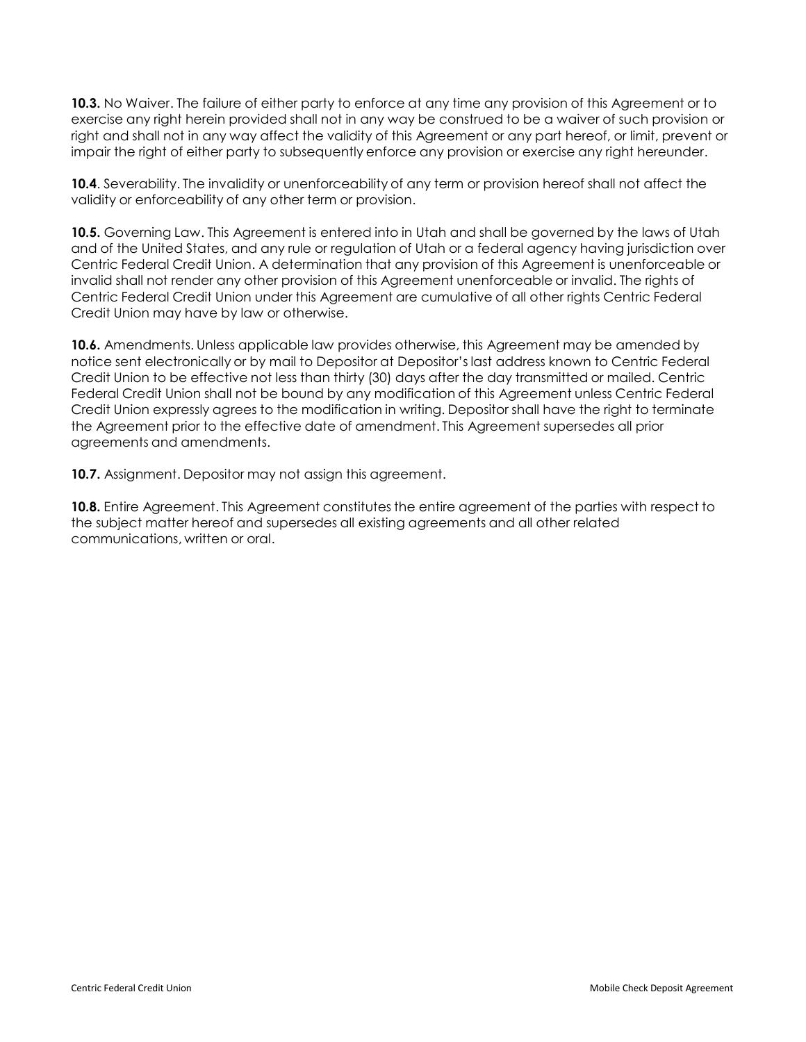**10.3.** No Waiver. The failure of either party to enforce at any time any provision of this Agreement or to exercise any right herein provided shall not in any way be construed to be a waiver of such provision or right and shall not in any way affect the validity of this Agreement or any part hereof, or limit, prevent or impair the right of either party to subsequently enforce any provision or exercise any right hereunder.

**10.4**. Severability. The invalidity or unenforceability of any term or provision hereof shall not affect the validity or enforceability of any other term or provision.

**10.5.** Governing Law. This Agreement is entered into in Utah and shall be governed by the laws of Utah and of the United States, and any rule or regulation of Utah or a federal agency having jurisdiction over Centric Federal Credit Union. A determination that any provision of this Agreement is unenforceable or invalid shall not render any other provision of this Agreement unenforceable or invalid. The rights of Centric Federal Credit Union under this Agreement are cumulative of all other rights Centric Federal Credit Union may have by law or otherwise.

**10.6.** Amendments. Unless applicable law provides otherwise, this Agreement may be amended by notice sent electronically or by mail to Depositor at Depositor's last address known to Centric Federal Credit Union to be effective not less than thirty (30) days after the day transmitted or mailed. Centric Federal Credit Union shall not be bound by any modification of this Agreement unless Centric Federal Credit Union expressly agrees to the modification in writing. Depositor shall have the right to terminate the Agreement prior to the effective date of amendment. This Agreement supersedes all prior agreements and amendments.

**10.7.** Assignment. Depositor may not assign this agreement.

**10.8.** Entire Agreement. This Agreement constitutes the entire agreement of the parties with respect to the subject matter hereof and supersedes all existing agreements and all other related communications, written or oral.